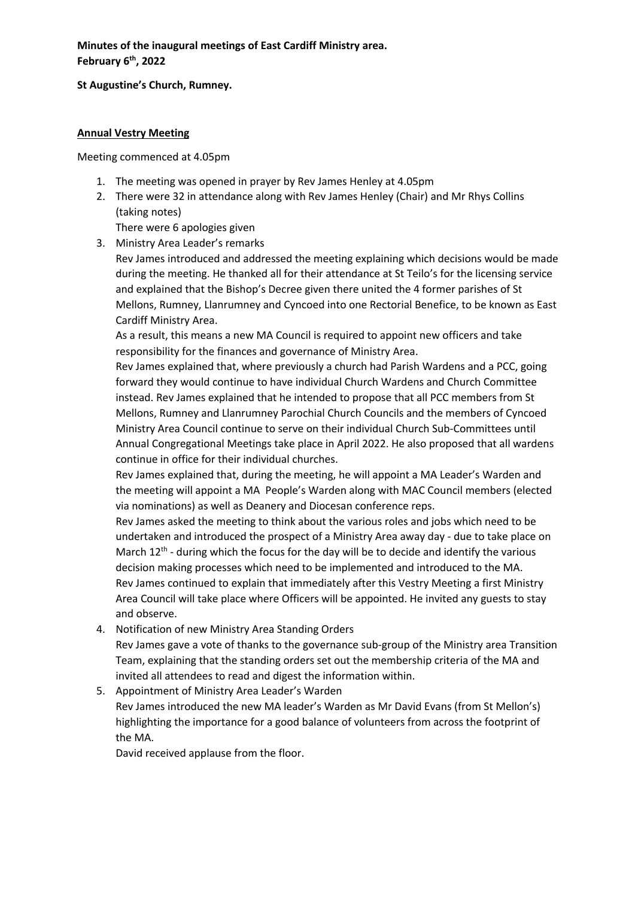**Minutes of the inaugural meetings of East Cardiff Ministry area.**
**February 6th, 2022**

**St Augustine's Church, Rumney.**

**Annual Vestry Meeting**

Meeting commenced at 4.05pm

1. The meeting was opened in prayer by Rev James Henley at 4.05pm
2. There were 32 in attendance along with Rev James Henley (Chair) and Mr Rhys Collins (taking notes)
   There were 6 apologies given
3. Ministry Area Leader's remarks
   Rev James introduced and addressed the meeting explaining which decisions would be made during the meeting. He thanked all for their attendance at St Teilo's for the licensing service and explained that the Bishop's Decree given there united the 4 former parishes of St Mellons, Rumney, Llanrumney and Cyncoed into one Rectorial Benefice, to be known as East Cardiff Ministry Area.
   As a result, this means a new MA Council is required to appoint new officers and take responsibility for the finances and governance of Ministry Area.
   Rev James explained that, where previously a church had Parish Wardens and a PCC, going forward they would continue to have individual Church Wardens and Church Committee instead. Rev James explained that he intended to propose that all PCC members from St Mellons, Rumney and Llanrumney Parochial Church Councils and the members of Cyncoed Ministry Area Council continue to serve on their individual Church Sub-Committees until Annual Congregational Meetings take place in April 2022. He also proposed that all wardens continue in office for their individual churches.
   Rev James explained that, during the meeting, he will appoint a MA Leader's Warden and the meeting will appoint a MA People's Warden along with MAC Council members (elected via nominations) as well as Deanery and Diocesan conference reps.
   Rev James asked the meeting to think about the various roles and jobs which need to be undertaken and introduced the prospect of a Ministry Area away day - due to take place on March 12th - during which the focus for the day will be to decide and identify the various decision making processes which need to be implemented and introduced to the MA.
   Rev James continued to explain that immediately after this Vestry Meeting a first Ministry Area Council will take place where Officers will be appointed. He invited any guests to stay and observe.
4. Notification of new Ministry Area Standing Orders
   Rev James gave a vote of thanks to the governance sub-group of the Ministry area Transition Team, explaining that the standing orders set out the membership criteria of the MA and invited all attendees to read and digest the information within.
5. Appointment of Ministry Area Leader's Warden
   Rev James introduced the new MA leader's Warden as Mr David Evans (from St Mellon's) highlighting the importance for a good balance of volunteers from across the footprint of the MA.
   David received applause from the floor.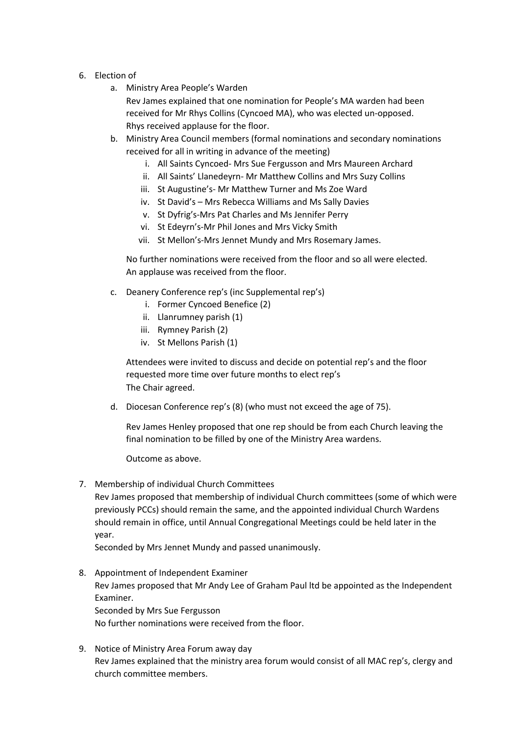6. Election of
    a. Ministry Area People's Warden

       Rev James explained that one nomination for People's MA warden had been received for Mr Rhys Collins (Cyncoed MA), who was elected un-opposed. Rhys received applause for the floor.

    b. Ministry Area Council members (formal nominations and secondary nominations received for all in writing in advance of the meeting)
        i. All Saints Cyncoed- Mrs Sue Fergusson and Mrs Maureen Archard
        ii. All Saints' Llanedeyrn- Mr Matthew Collins and Mrs Suzy Collins
        iii. St Augustine's- Mr Matthew Turner and Ms Zoe Ward
        iv. St David's – Mrs Rebecca Williams and Ms Sally Davies
        v. St Dyfrig's-Mrs Pat Charles and Ms Jennifer Perry
        vi. St Edeyrn's-Mr Phil Jones and Mrs Vicky Smith
        vii. St Mellon's-Mrs Jennet Mundy and Mrs Rosemary James.

       No further nominations were received from the floor and so all were elected. An applause was received from the floor.

    c. Deanery Conference rep's (inc Supplemental rep's)
        i. Former Cyncoed Benefice (2)
        ii. Llanrumney parish (1)
        iii. Rymney Parish (2)
        iv. St Mellons Parish (1)

       Attendees were invited to discuss and decide on potential rep's and the floor requested more time over future months to elect rep's
       The Chair agreed.

    d. Diocesan Conference rep's (8) (who must not exceed the age of 75).

       Rev James Henley proposed that one rep should be from each Church leaving the final nomination to be filled by one of the Ministry Area wardens.

       Outcome as above.

7. Membership of individual Church Committees

   Rev James proposed that membership of individual Church committees (some of which were previously PCCs) should remain the same, and the appointed individual Church Wardens should remain in office, until Annual Congregational Meetings could be held later in the year.
   Seconded by Mrs Jennet Mundy and passed unanimously.

8. Appointment of Independent Examiner

   Rev James proposed that Mr Andy Lee of Graham Paul ltd be appointed as the Independent Examiner.
   Seconded by Mrs Sue Fergusson
   No further nominations were received from the floor.

9. Notice of Ministry Area Forum away day

   Rev James explained that the ministry area forum would consist of all MAC rep's, clergy and church committee members.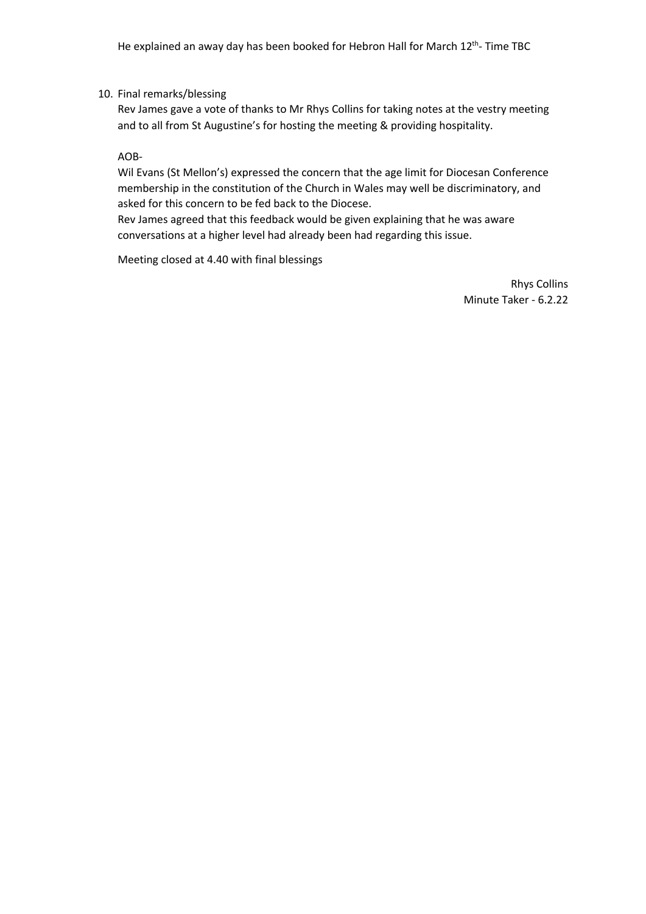He explained an away day has been booked for Hebron Hall for March 12th- Time TBC

10. Final remarks/blessing

    Rev James gave a vote of thanks to Mr Rhys Collins for taking notes at the vestry meeting and to all from St Augustine's for hosting the meeting & providing hospitality.

    AOB-

    Wil Evans (St Mellon's) expressed the concern that the age limit for Diocesan Conference membership in the constitution of the Church in Wales may well be discriminatory, and asked for this concern to be fed back to the Diocese.

    Rev James agreed that this feedback would be given explaining that he was aware conversations at a higher level had already been had regarding this issue.

    Meeting closed at 4.40 with final blessings

Rhys Collins
Minute Taker - 6.2.22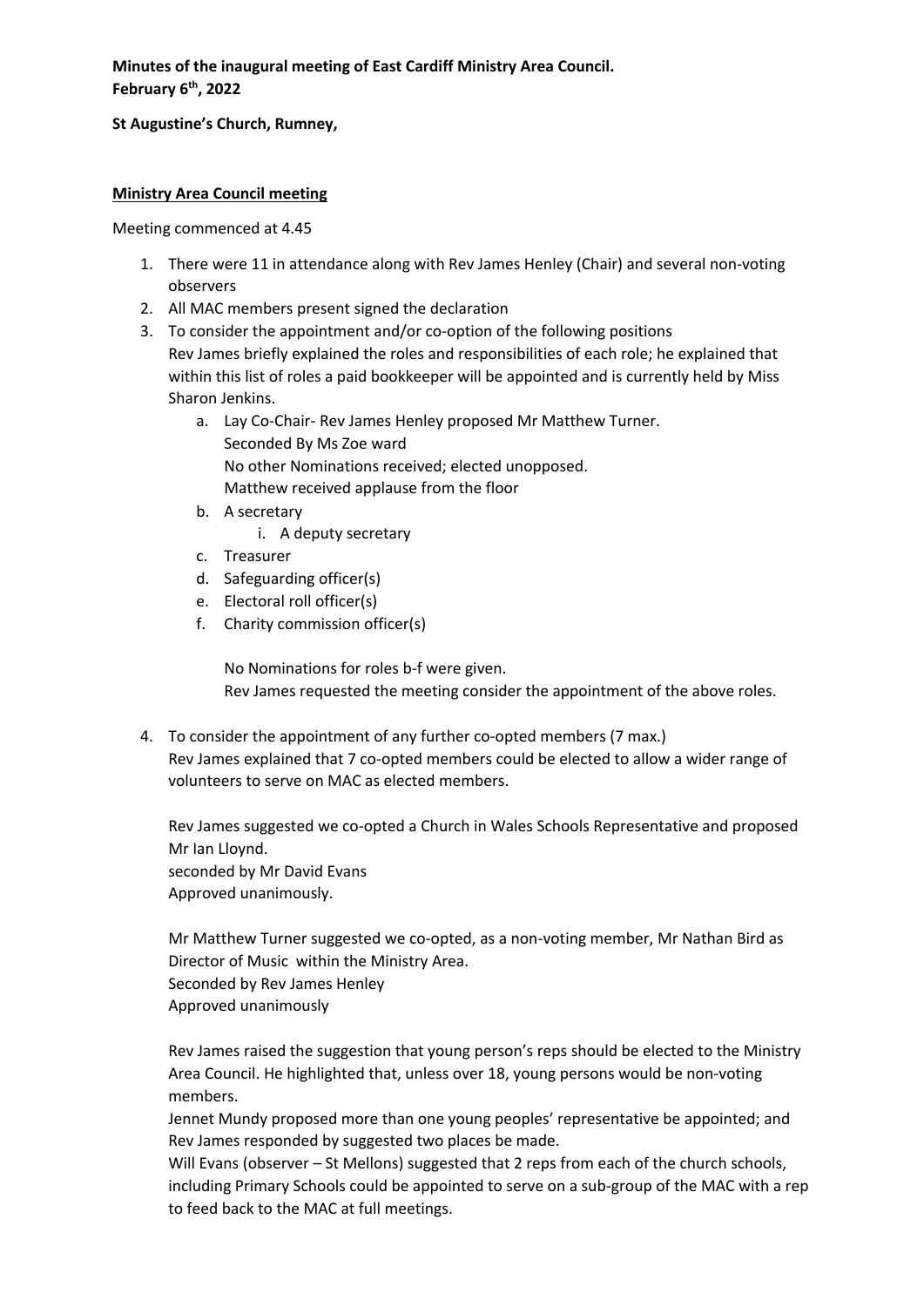**Minutes of the inaugural meeting of East Cardiff Ministry Area Council.**
**February 6th, 2022**

**St Augustine's Church, Rumney,**

**Ministry Area Council meeting**

Meeting commenced at 4.45

1. There were 11 in attendance along with Rev James Henley (Chair) and several non-voting observers
2. All MAC members present signed the declaration
3. To consider the appointment and/or co-option of the following positions
   Rev James briefly explained the roles and responsibilities of each role; he explained that within this list of roles a paid bookkeeper will be appointed and is currently held by Miss Sharon Jenkins.
   a. Lay Co-Chair- Rev James Henley proposed Mr Matthew Turner.
      Seconded By Ms Zoe ward
      No other Nominations received; elected unopposed.
      Matthew received applause from the floor
   b. A secretary
      i. A deputy secretary
   c. Treasurer
   d. Safeguarding officer(s)
   e. Electoral roll officer(s)
   f. Charity commission officer(s)

      No Nominations for roles b-f were given.
      Rev James requested the meeting consider the appointment of the above roles.

4. To consider the appointment of any further co-opted members (7 max.)
   Rev James explained that 7 co-opted members could be elected to allow a wider range of volunteers to serve on MAC as elected members.

   Rev James suggested we co-opted a Church in Wales Schools Representative and proposed Mr Ian Lloynd.
   seconded by Mr David Evans
   Approved unanimously.

   Mr Matthew Turner suggested we co-opted, as a non-voting member, Mr Nathan Bird as Director of Music within the Ministry Area.
   Seconded by Rev James Henley
   Approved unanimously

   Rev James raised the suggestion that young person's reps should be elected to the Ministry Area Council. He highlighted that, unless over 18, young persons would be non-voting members.
   Jennet Mundy proposed more than one young peoples' representative be appointed; and Rev James responded by suggested two places be made.
   Will Evans (observer – St Mellons) suggested that 2 reps from each of the church schools, including Primary Schools could be appointed to serve on a sub-group of the MAC with a rep to feed back to the MAC at full meetings.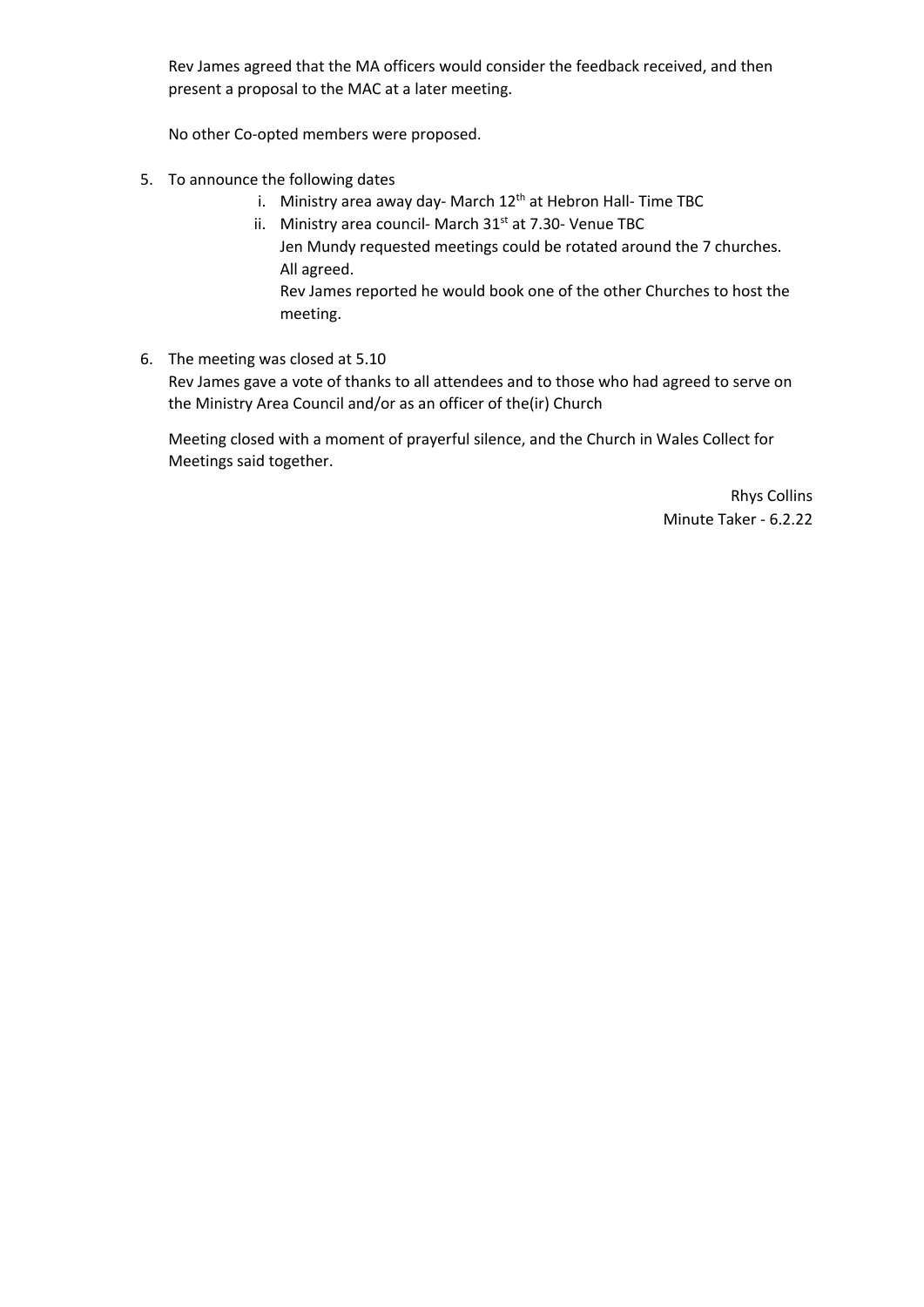Rev James agreed that the MA officers would consider the feedback received, and then present a proposal to the MAC at a later meeting.

No other Co-opted members were proposed.

5. To announce the following dates
   i. Ministry area away day- March 12th at Hebron Hall- Time TBC
   ii. Ministry area council- March 31st at 7.30- Venue TBC
       Jen Mundy requested meetings could be rotated around the 7 churches. All agreed.
       Rev James reported he would book one of the other Churches to host the meeting.

6. The meeting was closed at 5.10
   Rev James gave a vote of thanks to all attendees and to those who had agreed to serve on the Ministry Area Council and/or as an officer of the(ir) Church

   Meeting closed with a moment of prayerful silence, and the Church in Wales Collect for Meetings said together.

Rhys Collins
Minute Taker - 6.2.22